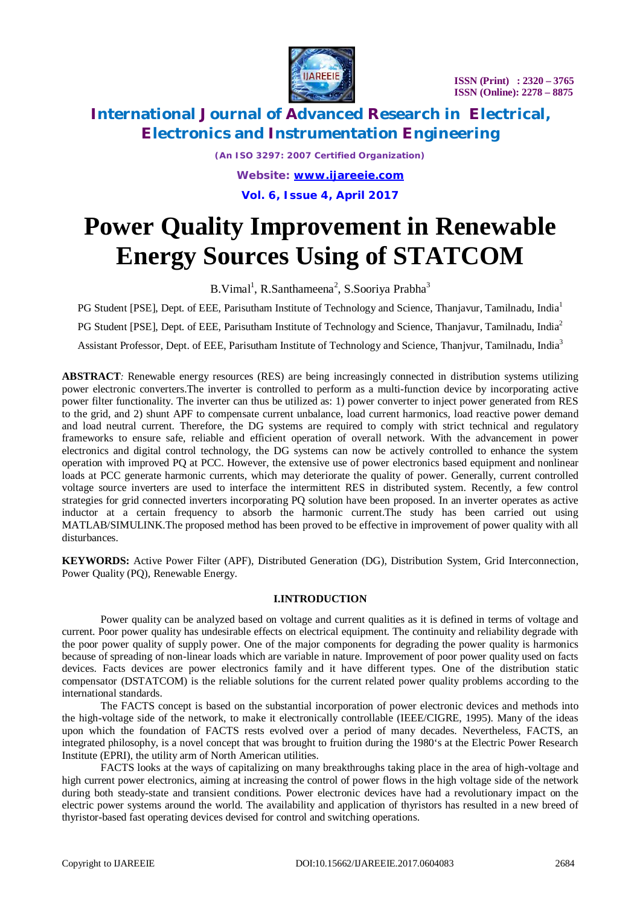# International Journal of Advanced Research in Electrical, Electronics and Instrumentation Engineering

*(An ISO 3297: 2007 Certified Organization)*

**Website: www.ijareeie.com**

**Vol. 6, Issue 4, April 2017**

# Power Quality Improvement in Renewable Energy Sources Using of STATCOM

B.Vimal[1], R.Santhameena[2], S.Sooriya Prabha[3]

PG Student [PSE], Dept. of EEE, Parisutham Institute of Technology and Science, Thanjavur, Tamilnadu, India[1]

PG Student [PSE], Dept. of EEE, Parisutham Institute of Technology and Science, Thanjavur, Tamilnadu, India[2]

Assistant Professor, Dept. of EEE, Parisutham Institute of Technology and Science, Thanjvur, Tamilnadu, India[3]

**ABSTRACT***:* Renewable energy resources (RES) are being increasingly connected in distribution systems utilizing power electronic converters.The inverter is controlled to perform as a multi-function device by incorporating active power filter functionality. The inverter can thus be utilized as: 1) power converter to inject power generated from RES to the grid, and 2) shunt APF to compensate current unbalance, load current harmonics, load reactive power demand and load neutral current. Therefore, the DG systems are required to comply with strict technical and regulatory frameworks to ensure safe, reliable and efficient operation of overall network. With the advancement in power electronics and digital control technology, the DG systems can now be actively controlled to enhance the system operation with improved PQ at PCC. However, the extensive use of power electronics based equipment and nonlinear loads at PCC generate harmonic currents, which may deteriorate the quality of power. Generally, current controlled voltage source inverters are used to interface the intermittent RES in distributed system. Recently, a few control strategies for grid connected inverters incorporating PQ solution have been proposed. In an inverter operates as active inductor at a certain frequency to absorb the harmonic current.The study has been carried out using MATLAB/SIMULINK.The proposed method has been proved to be effective in improvement of power quality with all disturbances.

**KEYWORDS:** Active Power Filter (APF), Distributed Generation (DG), Distribution System, Grid Interconnection, Power Quality (PQ), Renewable Energy.

## I.INTRODUCTION

Power quality can be analyzed based on voltage and current qualities as it is defined in terms of voltage and current. Poor power quality has undesirable effects on electrical equipment. The continuity and reliability degrade with the poor power quality of supply power. One of the major components for degrading the power quality is harmonics because of spreading of non-linear loads which are variable in nature. Improvement of poor power quality used on facts devices. Facts devices are power electronics family and it have different types. One of the distribution static compensator (DSTATCOM) is the reliable solutions for the current related power quality problems according to the international standards.

The FACTS concept is based on the substantial incorporation of power electronic devices and methods into the high-voltage side of the network, to make it electronically controllable (IEEE/CIGRE, 1995). Many of the ideas upon which the foundation of FACTS rests evolved over a period of many decades. Nevertheless, FACTS, an integrated philosophy, is a novel concept that was brought to fruition during the 1980‘s at the Electric Power Research Institute (EPRI), the utility arm of North American utilities.

FACTS looks at the ways of capitalizing on many breakthroughs taking place in the area of high-voltage and high current power electronics, aiming at increasing the control of power flows in the high voltage side of the network during both steady-state and transient conditions. Power electronic devices have had a revolutionary impact on the electric power systems around the world. The availability and application of thyristors has resulted in a new breed of thyristor-based fast operating devices devised for control and switching operations.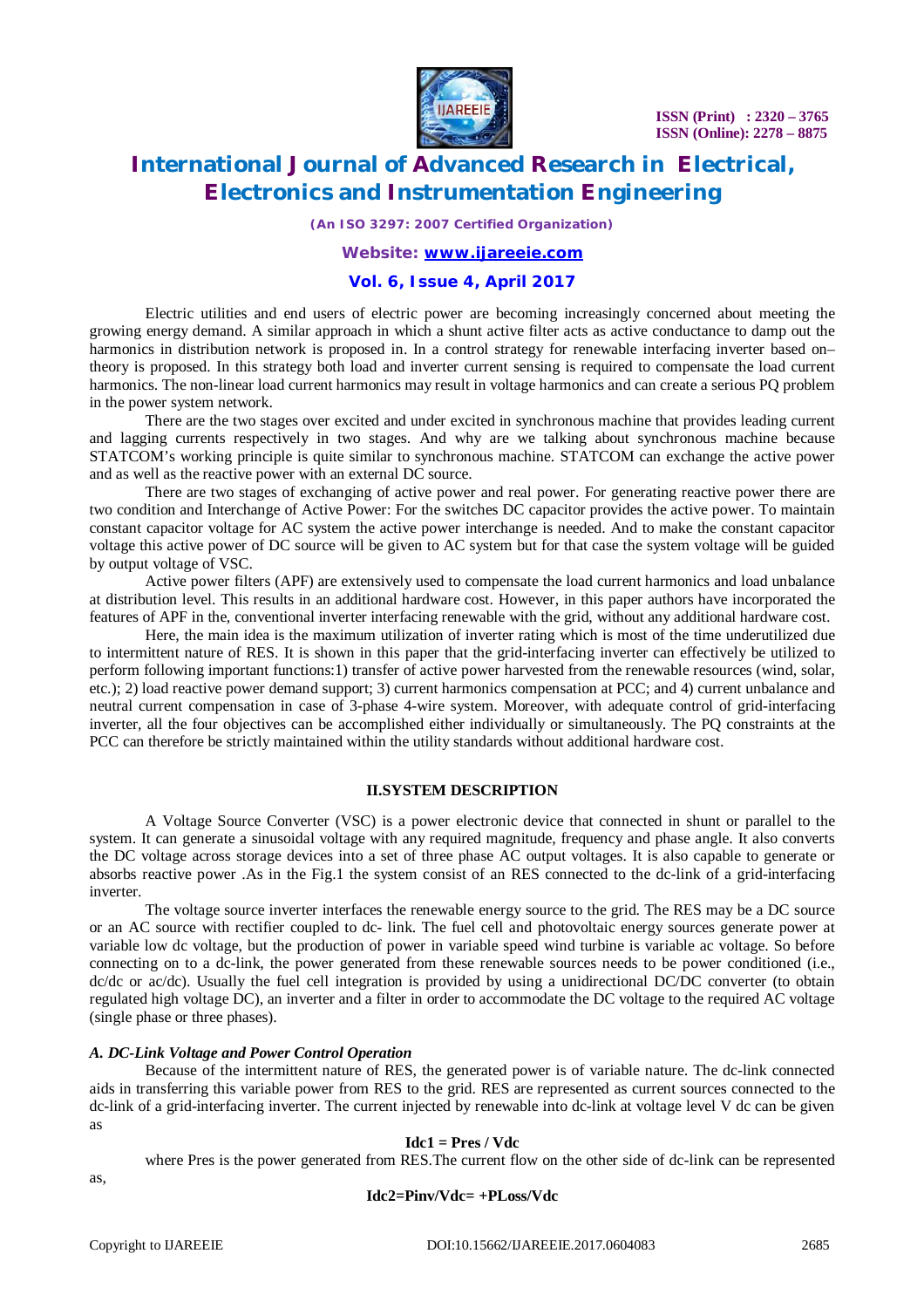Electric utilities and end users of electric power are becoming increasingly concerned about meeting the growing energy demand. A similar approach in which a shunt active filter acts as active conductance to damp out the harmonics in distribution network is proposed in. In a control strategy for renewable interfacing inverter based on–theory is proposed. In this strategy both load and inverter current sensing is required to compensate the load current harmonics. The non-linear load current harmonics may result in voltage harmonics and can create a serious PQ problem in the power system network.

There are the two stages over excited and under excited in synchronous machine that provides leading current and lagging currents respectively in two stages. And why are we talking about synchronous machine because STATCOM's working principle is quite similar to synchronous machine. STATCOM can exchange the active power and as well as the reactive power with an external DC source.

There are two stages of exchanging of active power and real power. For generating reactive power there are two condition and Interchange of Active Power: For the switches DC capacitor provides the active power. To maintain constant capacitor voltage for AC system the active power interchange is needed. And to make the constant capacitor voltage this active power of DC source will be given to AC system but for that case the system voltage will be guided by output voltage of VSC.

Active power filters (APF) are extensively used to compensate the load current harmonics and load unbalance at distribution level. This results in an additional hardware cost. However, in this paper authors have incorporated the features of APF in the, conventional inverter interfacing renewable with the grid, without any additional hardware cost.

Here, the main idea is the maximum utilization of inverter rating which is most of the time underutilized due to intermittent nature of RES. It is shown in this paper that the grid-interfacing inverter can effectively be utilized to perform following important functions:1) transfer of active power harvested from the renewable resources (wind, solar, etc.); 2) load reactive power demand support; 3) current harmonics compensation at PCC; and 4) current unbalance and neutral current compensation in case of 3-phase 4-wire system. Moreover, with adequate control of grid-interfacing inverter, all the four objectives can be accomplished either individually or simultaneously. The PQ constraints at the PCC can therefore be strictly maintained within the utility standards without additional hardware cost.

## II.SYSTEM DESCRIPTION

A Voltage Source Converter (VSC) is a power electronic device that connected in shunt or parallel to the system. It can generate a sinusoidal voltage with any required magnitude, frequency and phase angle. It also converts the DC voltage across storage devices into a set of three phase AC output voltages. It is also capable to generate or absorbs reactive power .As in the Fig.1 the system consist of an RES connected to the dc-link of a grid-interfacing inverter.

The voltage source inverter interfaces the renewable energy source to the grid. The RES may be a DC source or an AC source with rectifier coupled to dc- link. The fuel cell and photovoltaic energy sources generate power at variable low dc voltage, but the production of power in variable speed wind turbine is variable ac voltage. So before connecting on to a dc-link, the power generated from these renewable sources needs to be power conditioned (i.e., dc/dc or ac/dc). Usually the fuel cell integration is provided by using a unidirectional DC/DC converter (to obtain regulated high voltage DC), an inverter and a filter in order to accommodate the DC voltage to the required AC voltage (single phase or three phases).

### *A. DC-Link Voltage and Power Control Operation*

Because of the intermittent nature of RES, the generated power is of variable nature. The dc-link connected aids in transferring this variable power from RES to the grid. RES are represented as current sources connected to the dc-link of a grid-interfacing inverter. The current injected by renewable into dc-link at voltage level V dc can be given as

$$I_{dc1} = P_{res} / V_{dc}$$

where Pres is the power generated from RES.The current flow on the other side of dc-link can be represented as,

$$I_{dc2}=P_{inv}/V_{dc}= +P_{Loss}/V_{dc}$$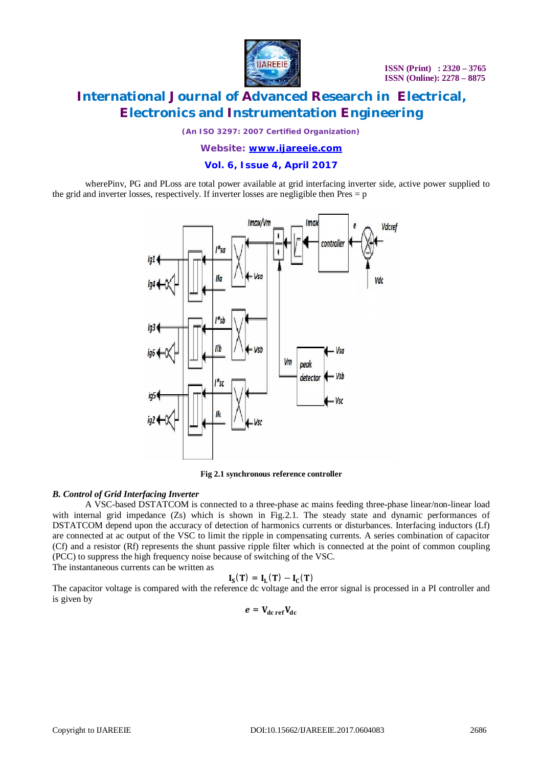wherePinv, PG and PLoss are total power available at grid interfacing inverter side, active power supplied to the grid and inverter losses, respectively. If inverter losses are negligible then Pres = p

Fig 2.1 synchronous reference controller

### *B. Control of Grid Interfacing Inverter*

A VSC-based DSTATCOM is connected to a three-phase ac mains feeding three-phase linear/non-linear load with internal grid impedance (Zs) which is shown in Fig.2.1. The steady state and dynamic performances of DSTATCOM depend upon the accuracy of detection of harmonics currents or disturbances. Interfacing inductors (Lf) are connected at ac output of the VSC to limit the ripple in compensating currents. A series combination of capacitor (Cf) and a resistor (Rf) represents the shunt passive ripple filter which is connected at the point of common coupling (PCC) to suppress the high frequency noise because of switching of the VSC.

The instantaneous currents can be written as

$$\mathbf{I_S(T) = I_L(T) - I_C(T)}$$

The capacitor voltage is compared with the reference dc voltage and the error signal is processed in a PI controller and is given by

$$e = \mathbf{V_{dc\,ref} V_{dc}}$$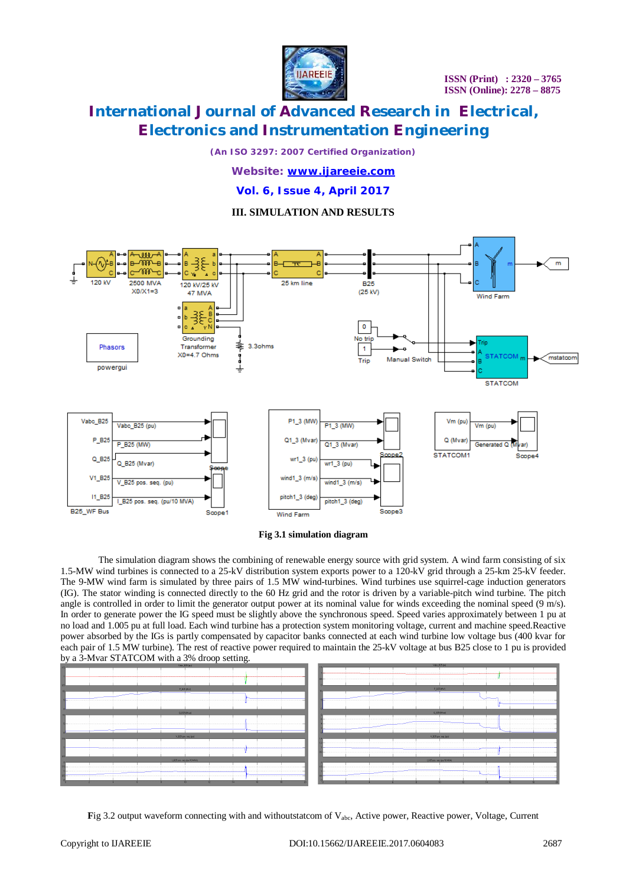## III. SIMULATION AND RESULTS

**Fig 3.1 simulation diagram**

The simulation diagram shows the combining of renewable energy source with grid system. A wind farm consisting of six 1.5-MW wind turbines is connected to a 25-kV distribution system exports power to a 120-kV grid through a 25-km 25-kV feeder. The 9-MW wind farm is simulated by three pairs of 1.5 MW wind-turbines. Wind turbines use squirrel-cage induction generators (IG). The stator winding is connected directly to the 60 Hz grid and the rotor is driven by a variable-pitch wind turbine. The pitch angle is controlled in order to limit the generator output power at its nominal value for winds exceeding the nominal speed (9 m/s). In order to generate power the IG speed must be slightly above the synchronous speed. Speed varies approximately between 1 pu at no load and 1.005 pu at full load. Each wind turbine has a protection system monitoring voltage, current and machine speed.Reactive power absorbed by the IGs is partly compensated by capacitor banks connected at each wind turbine low voltage bus (400 kvar for each pair of 1.5 MW turbine). The rest of reactive power required to maintain the 25-kV voltage at bus B25 close to 1 pu is provided by a 3-Mvar STATCOM with a 3% droop setting.

Fig 3.2 output waveform connecting with and withoutstatcom of $V_{abc}$, Active power, Reactive power, Voltage, Current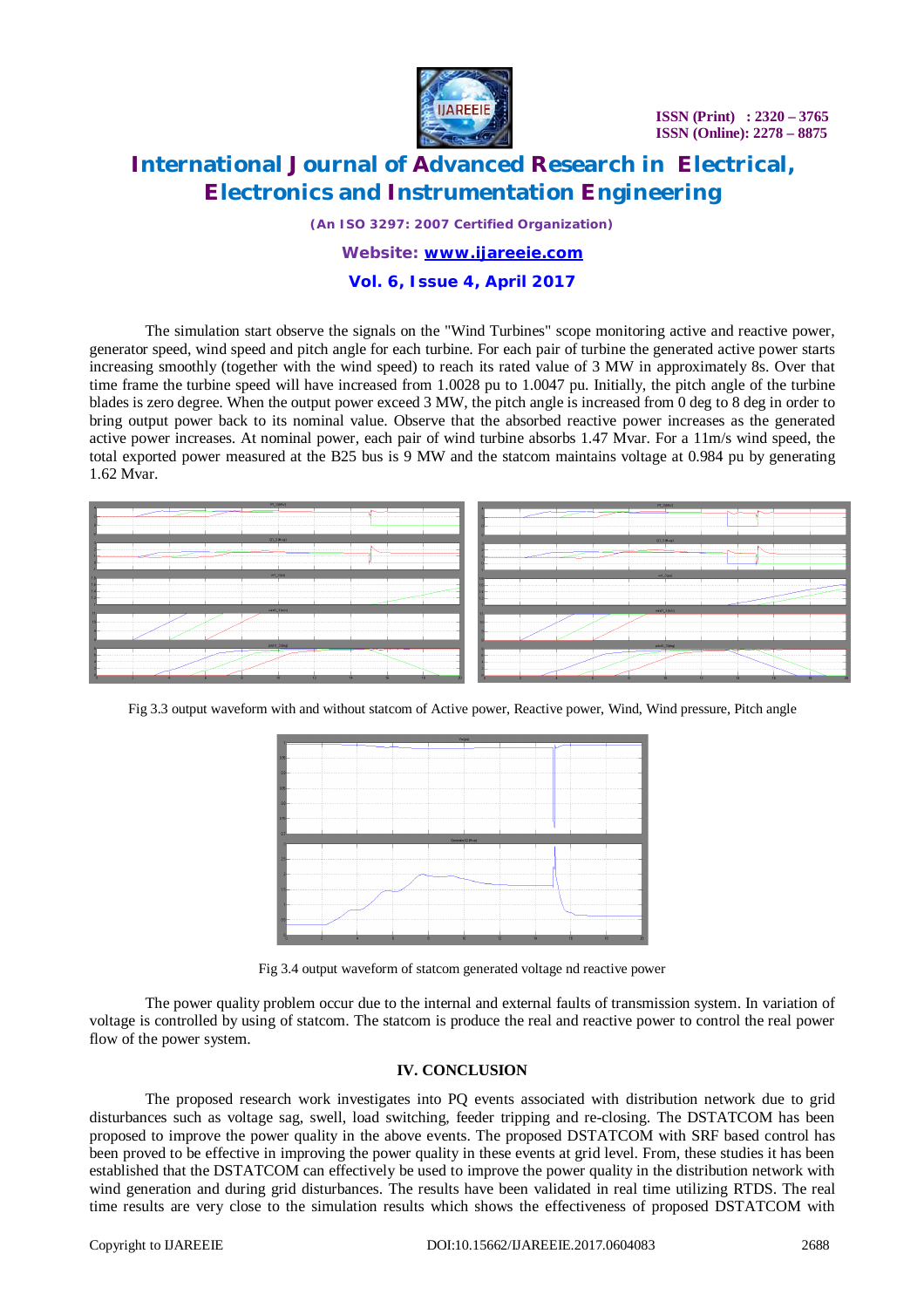The simulation start observe the signals on the "Wind Turbines" scope monitoring active and reactive power, generator speed, wind speed and pitch angle for each turbine. For each pair of turbine the generated active power starts increasing smoothly (together with the wind speed) to reach its rated value of 3 MW in approximately 8s. Over that time frame the turbine speed will have increased from 1.0028 pu to 1.0047 pu. Initially, the pitch angle of the turbine blades is zero degree. When the output power exceed 3 MW, the pitch angle is increased from 0 deg to 8 deg in order to bring output power back to its nominal value. Observe that the absorbed reactive power increases as the generated active power increases. At nominal power, each pair of wind turbine absorbs 1.47 Mvar. For a 11m/s wind speed, the total exported power measured at the B25 bus is 9 MW and the statcom maintains voltage at 0.984 pu by generating 1.62 Mvar.

Fig 3.3 output waveform with and without statcom of Active power, Reactive power, Wind, Wind pressure, Pitch angle

Fig 3.4 output waveform of statcom generated voltage nd reactive power

The power quality problem occur due to the internal and external faults of transmission system. In variation of voltage is controlled by using of statcom. The statcom is produce the real and reactive power to control the real power flow of the power system.

## IV. CONCLUSION

The proposed research work investigates into PQ events associated with distribution network due to grid disturbances such as voltage sag, swell, load switching, feeder tripping and re-closing. The DSTATCOM has been proposed to improve the power quality in the above events. The proposed DSTATCOM with SRF based control has been proved to be effective in improving the power quality in these events at grid level. From, these studies it has been established that the DSTATCOM can effectively be used to improve the power quality in the distribution network with wind generation and during grid disturbances. The results have been validated in real time utilizing RTDS. The real time results are very close to the simulation results which shows the effectiveness of proposed DSTATCOM with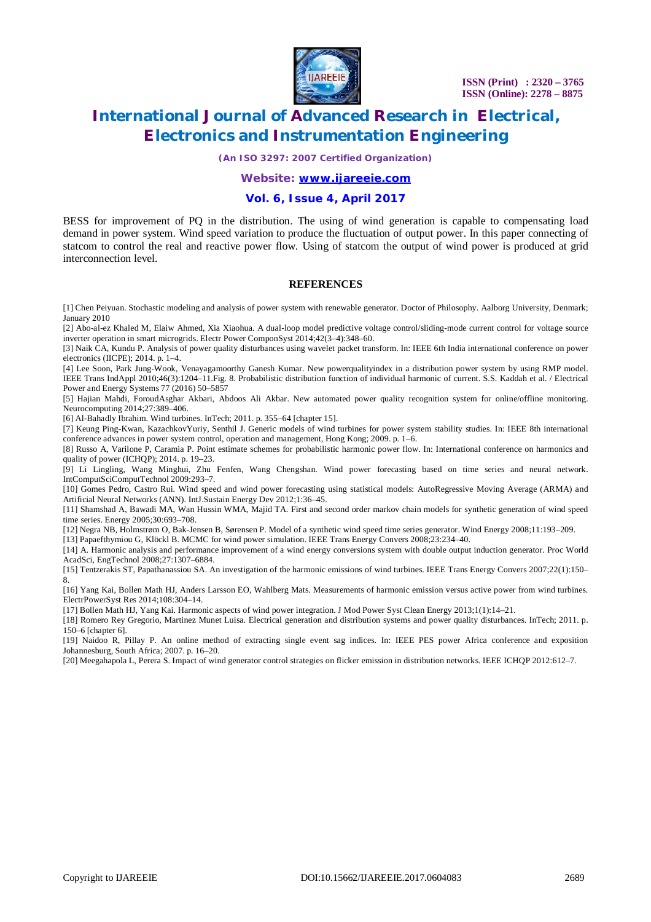BESS for improvement of PQ in the distribution. The using of wind generation is capable to compensating load demand in power system. Wind speed variation to produce the fluctuation of output power. In this paper connecting of statcom to control the real and reactive power flow. Using of statcom the output of wind power is produced at grid interconnection level.

## REFERENCES

[1] Chen Peiyuan. Stochastic modeling and analysis of power system with renewable generator. Doctor of Philosophy. Aalborg University, Denmark; January 2010

[2] Abo-al-ez Khaled M, Elaiw Ahmed, Xia Xiaohua. A dual-loop model predictive voltage control/sliding-mode current control for voltage source inverter operation in smart microgrids. Electr Power ComponSyst 2014;42(3–4):348–60.

[3] Naik CA, Kundu P. Analysis of power quality disturbances using wavelet packet transform. In: IEEE 6th India international conference on power electronics (IICPE); 2014. p. 1–4.

[4] Lee Soon, Park Jung-Wook, Venayagamoorthy Ganesh Kumar. New powerqualityindex in a distribution power system by using RMP model. IEEE Trans IndAppl 2010;46(3):1204–11.Fig. 8. Probabilistic distribution function of individual harmonic of current. S.S. Kaddah et al. / Electrical Power and Energy Systems 77 (2016) 50–5857

[5] Hajian Mahdi, ForoudAsghar Akbari, Abdoos Ali Akbar. New automated power quality recognition system for online/offline monitoring. Neurocomputing 2014;27:389–406.

[6] Al-Bahadly Ibrahim. Wind turbines. InTech; 2011. p. 355–64 [chapter 15].

[7] Keung Ping-Kwan, KazachkovYuriy, Senthil J. Generic models of wind turbines for power system stability studies. In: IEEE 8th international conference advances in power system control, operation and management, Hong Kong; 2009. p. 1–6.

[8] Russo A, Varilone P, Caramia P. Point estimate schemes for probabilistic harmonic power flow. In: International conference on harmonics and quality of power (ICHQP); 2014. p. 19–23.

[9] Li Lingling, Wang Minghui, Zhu Fenfen, Wang Chengshan. Wind power forecasting based on time series and neural network. IntComputSciComputTechnol 2009:293–7.

[10] Gomes Pedro, Castro Rui. Wind speed and wind power forecasting using statistical models: AutoRegressive Moving Average (ARMA) and Artificial Neural Networks (ANN). IntJ.Sustain Energy Dev 2012;1:36–45.

[11] Shamshad A, Bawadi MA, Wan Hussin WMA, Majid TA. First and second order markov chain models for synthetic generation of wind speed time series. Energy 2005;30:693–708.

[12] Negra NB, Holmstrøm O, Bak-Jensen B, Sørensen P. Model of a synthetic wind speed time series generator. Wind Energy 2008;11:193–209.

[13] Papaefthymiou G, Klöckl B. MCMC for wind power simulation. IEEE Trans Energy Convers 2008;23:234–40.

[14] A. Harmonic analysis and performance improvement of a wind energy conversions system with double output induction generator. Proc World AcadSci, EngTechnol 2008;27:1307–6884.

[15] Tentzerakis ST, Papathanassiou SA. An investigation of the harmonic emissions of wind turbines. IEEE Trans Energy Convers 2007;22(1):150–8.

[16] Yang Kai, Bollen Math HJ, Anders Larsson EO, Wahlberg Mats. Measurements of harmonic emission versus active power from wind turbines. ElectrPowerSyst Res 2014;108:304–14.

[17] Bollen Math HJ, Yang Kai. Harmonic aspects of wind power integration. J Mod Power Syst Clean Energy 2013;1(1):14–21.

[18] Romero Rey Gregorio, Martinez Munet Luisa. Electrical generation and distribution systems and power quality disturbances. InTech; 2011. p. 150–6 [chapter 6].

[19] Naidoo R, Pillay P. An online method of extracting single event sag indices. In: IEEE PES power Africa conference and exposition Johannesburg, South Africa; 2007. p. 16–20.

[20] Meegahapola L, Perera S. Impact of wind generator control strategies on flicker emission in distribution networks. IEEE ICHQP 2012:612–7.